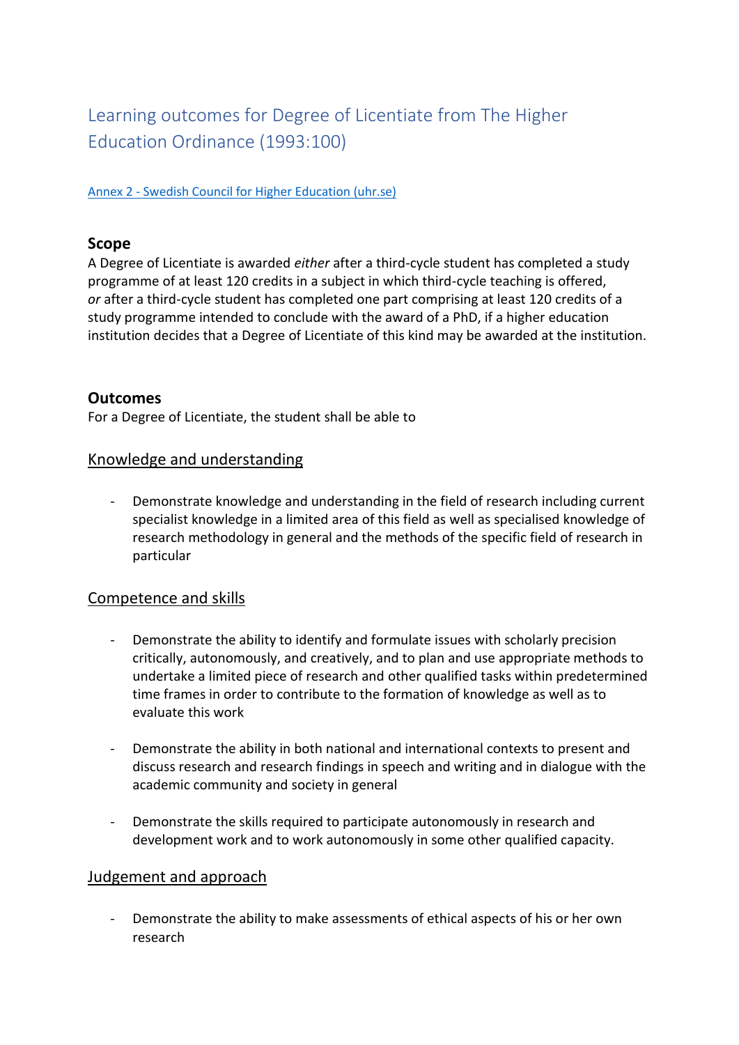# Learning outcomes for Degree of Licentiate from The Higher Education Ordinance (1993:100)

[Annex 2 - Swedish Council for Higher Education (uhr.se)]()

## Scope

A Degree of Licentiate is awarded *either* after a third-cycle student has completed a study programme of at least 120 credits in a subject in which third-cycle teaching is offered, *or* after a third-cycle student has completed one part comprising at least 120 credits of a study programme intended to conclude with the award of a PhD, if a higher education institution decides that a Degree of Licentiate of this kind may be awarded at the institution.

## Outcomes

For a Degree of Licentiate, the student shall be able to

### Knowledge and understanding

- Demonstrate knowledge and understanding in the field of research including current specialist knowledge in a limited area of this field as well as specialised knowledge of research methodology in general and the methods of the specific field of research in particular

### Competence and skills

- Demonstrate the ability to identify and formulate issues with scholarly precision critically, autonomously, and creatively, and to plan and use appropriate methods to undertake a limited piece of research and other qualified tasks within predetermined time frames in order to contribute to the formation of knowledge as well as to evaluate this work

- Demonstrate the ability in both national and international contexts to present and discuss research and research findings in speech and writing and in dialogue with the academic community and society in general

- Demonstrate the skills required to participate autonomously in research and development work and to work autonomously in some other qualified capacity.

### Judgement and approach

- Demonstrate the ability to make assessments of ethical aspects of his or her own research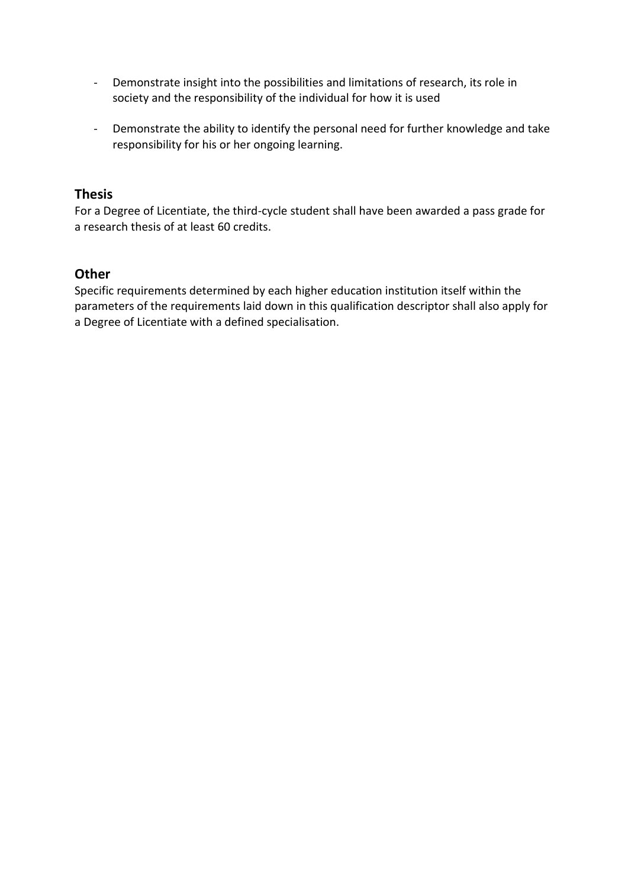- Demonstrate insight into the possibilities and limitations of research, its role in society and the responsibility of the individual for how it is used
- Demonstrate the ability to identify the personal need for further knowledge and take responsibility for his or her ongoing learning.

## Thesis

For a Degree of Licentiate, the third-cycle student shall have been awarded a pass grade for a research thesis of at least 60 credits.

## Other

Specific requirements determined by each higher education institution itself within the parameters of the requirements laid down in this qualification descriptor shall also apply for a Degree of Licentiate with a defined specialisation.